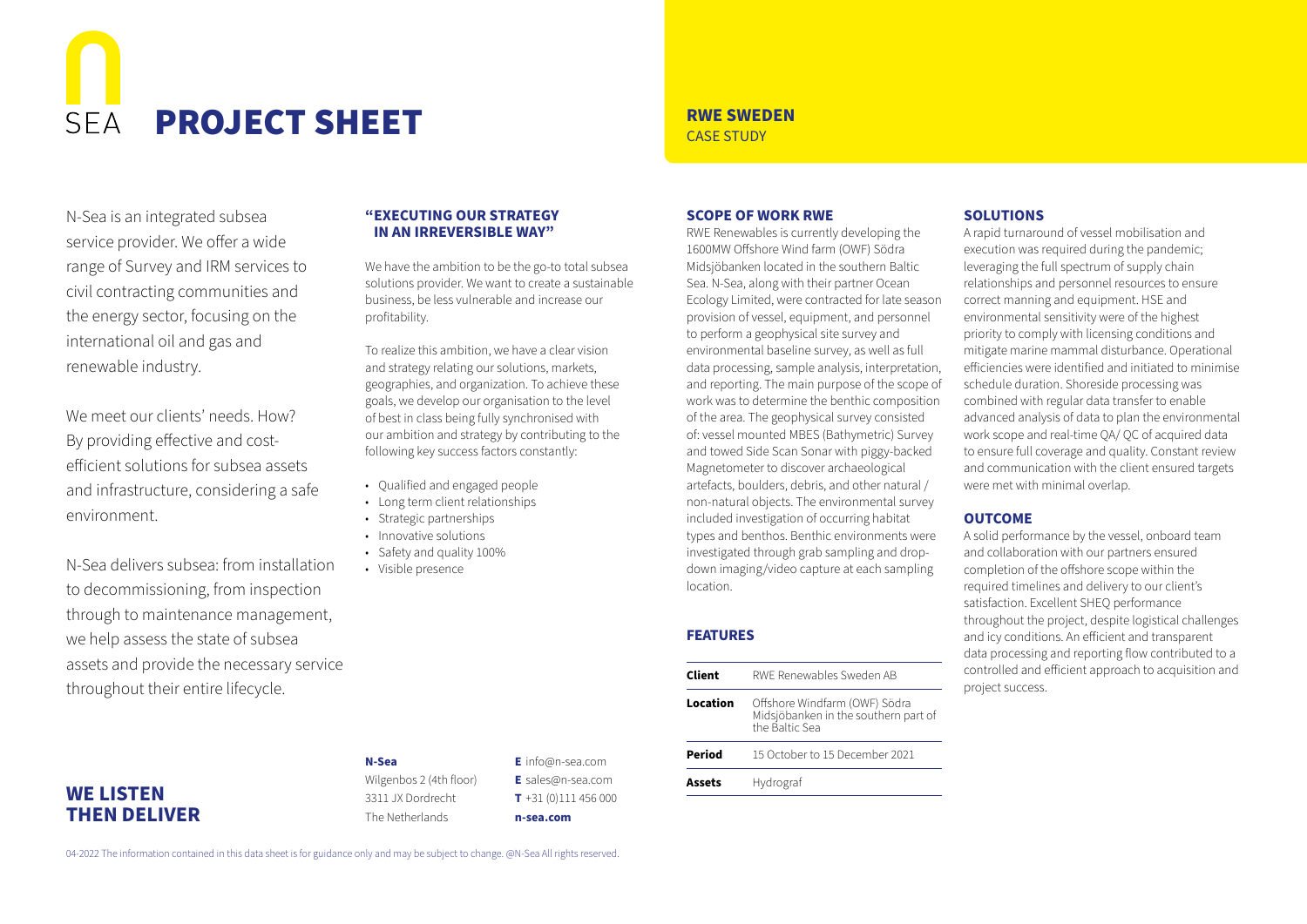# PROJECT SHEET

## RWE SWEDEN
CASE STUDY

N-Sea is an integrated subsea service provider. We offer a wide range of Survey and IRM services to civil contracting communities and the energy sector, focusing on the international oil and gas and renewable industry.

We meet our clients' needs. How? By providing effective and cost-efficient solutions for subsea assets and infrastructure, considering a safe environment.

N-Sea delivers subsea: from installation to decommissioning, from inspection through to maintenance management, we help assess the state of subsea assets and provide the necessary service throughout their entire lifecycle.

### "EXECUTING OUR STRATEGY IN AN IRREVERSIBLE WAY"

We have the ambition to be the go-to total subsea solutions provider. We want to create a sustainable business, be less vulnerable and increase our profitability.

To realize this ambition, we have a clear vision and strategy relating our solutions, markets, geographies, and organization. To achieve these goals, we develop our organisation to the level of best in class being fully synchronised with our ambition and strategy by contributing to the following key success factors constantly:

- Qualified and engaged people
- Long term client relationships
- Strategic partnerships
- Innovative solutions
- Safety and quality 100%
- Visible presence

### SCOPE OF WORK RWE

RWE Renewables is currently developing the 1600MW Offshore Wind farm (OWF) Södra Midsjöbanken located in the southern Baltic Sea. N-Sea, along with their partner Ocean Ecology Limited, were contracted for late season provision of vessel, equipment, and personnel to perform a geophysical site survey and environmental baseline survey, as well as full data processing, sample analysis, interpretation, and reporting. The main purpose of the scope of work was to determine the benthic composition of the area. The geophysical survey consisted of: vessel mounted MBES (Bathymetric) Survey and towed Side Scan Sonar with piggy-backed Magnetometer to discover archaeological artefacts, boulders, debris, and other natural / non-natural objects. The environmental survey included investigation of occurring habitat types and benthos. Benthic environments were investigated through grab sampling and drop-down imaging/video capture at each sampling location.

### FEATURES

| | |
|---|---|
| **Client** | RWE Renewables Sweden AB |
| **Location** | Offshore Windfarm (OWF) Södra Midsjöbanken in the southern part of the Baltic Sea |
| **Period** | 15 October to 15 December 2021 |
| **Assets** | Hydrograf |

### SOLUTIONS

A rapid turnaround of vessel mobilisation and execution was required during the pandemic; leveraging the full spectrum of supply chain relationships and personnel resources to ensure correct manning and equipment. HSE and environmental sensitivity were of the highest priority to comply with licensing conditions and mitigate marine mammal disturbance. Operational efficiencies were identified and initiated to minimise schedule duration. Shoreside processing was combined with regular data transfer to enable advanced analysis of data to plan the environmental work scope and real-time QA/ QC of acquired data to ensure full coverage and quality. Constant review and communication with the client ensured targets were met with minimal overlap.

### OUTCOME

A solid performance by the vessel, onboard team and collaboration with our partners ensured completion of the offshore scope within the required timelines and delivery to our client's satisfaction. Excellent SHEQ performance throughout the project, despite logistical challenges and icy conditions. An efficient and transparent data processing and reporting flow contributed to a controlled and efficient approach to acquisition and project success.

## WE LISTEN THEN DELIVER

**N-Sea**
Wilgenbos 2 (4th floor)
3311 JX Dordrecht
The Netherlands

**E** info@n-sea.com
**E** sales@n-sea.com
**T** +31 (0)111 456 000
**n-sea.com**

04-2022 The information contained in this data sheet is for guidance only and may be subject to change. @N-Sea All rights reserved.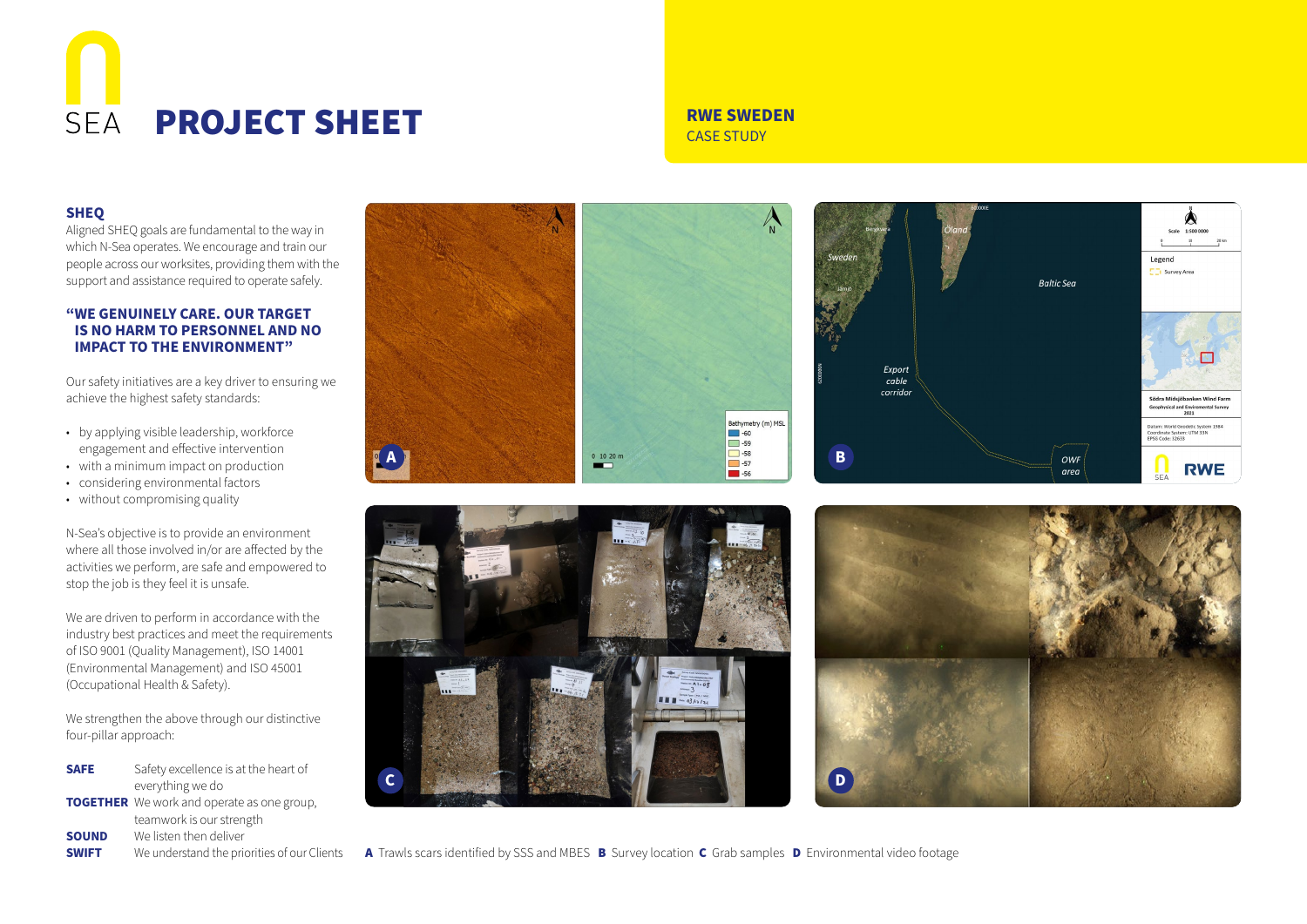# PROJECT SHEET

**RWE SWEDEN**
CASE STUDY

## SHEQ

Aligned SHEQ goals are fundamental to the way in which N-Sea operates. We encourage and train our people across our worksites, providing them with the support and assistance required to operate safely.

### "WE GENUINELY CARE. OUR TARGET IS NO HARM TO PERSONNEL AND NO IMPACT TO THE ENVIRONMENT"

Our safety initiatives are a key driver to ensuring we achieve the highest safety standards:

- by applying visible leadership, workforce engagement and effective intervention
- with a minimum impact on production
- considering environmental factors
- without compromising quality

N-Sea's objective is to provide an environment where all those involved in/or are affected by the activities we perform, are safe and empowered to stop the job is they feel it is unsafe.

We are driven to perform in accordance with the industry best practices and meet the requirements of ISO 9001 (Quality Management), ISO 14001 (Environmental Management) and ISO 45001 (Occupational Health & Safety).

We strengthen the above through our distinctive four-pillar approach:

**SAFE** Safety excellence is at the heart of everything we do

**TOGETHER** We work and operate as one group, teamwork is our strength

**SOUND** We listen then deliver

**SWIFT** We understand the priorities of our Clients

**A** Trawls scars identified by SSS and MBES **B** Survey location **C** Grab samples **D** Environmental video footage